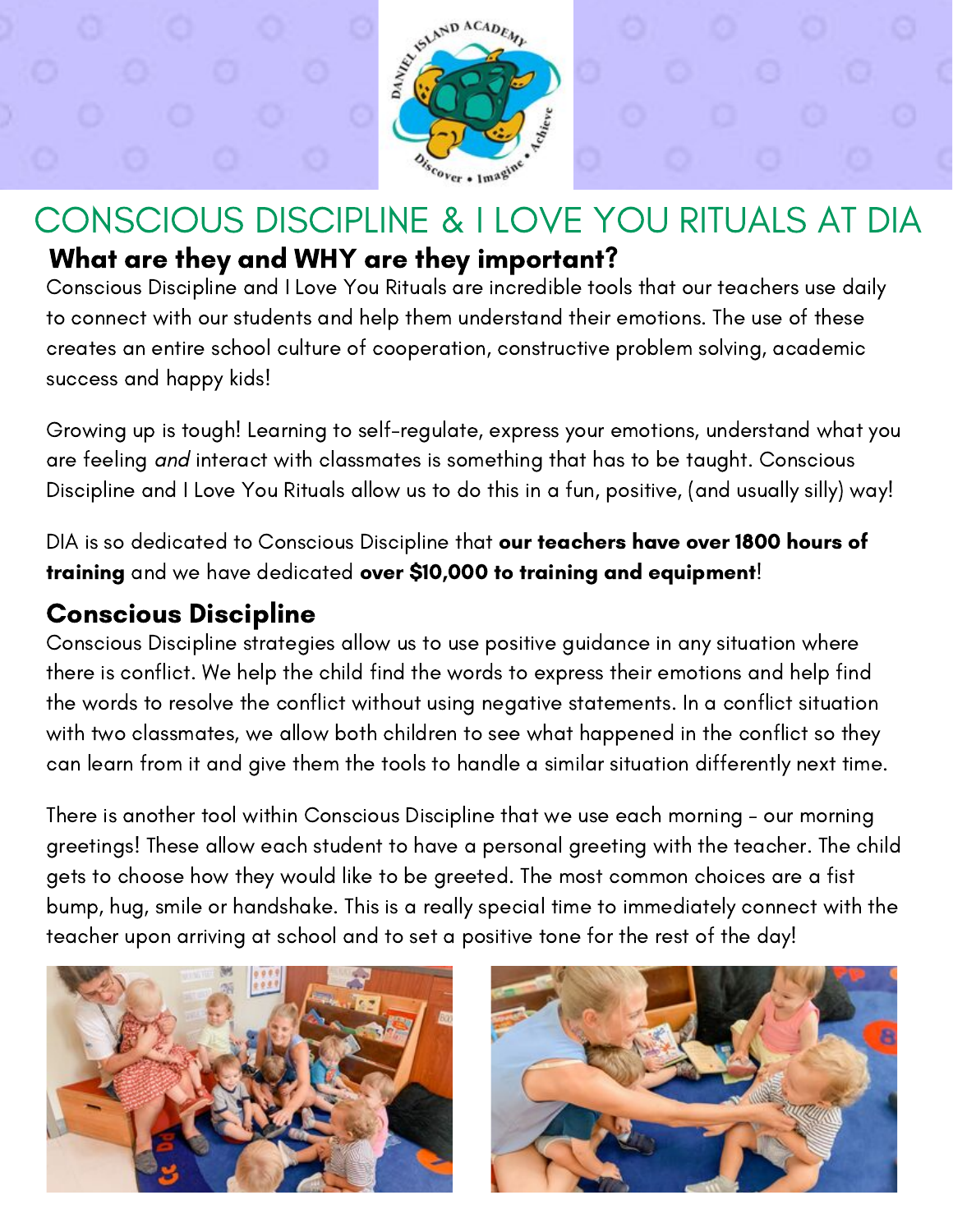# CONSCIOUS DISCIPLINE & I LOVE YOU RITUALS AT DIA

## What are they and WHY are they important?

Conscious Discipline and I Love You Rituals are incredible tools that our teachers use daily to connect with our students and help them understand their emotions. The use of these creates an entire school culture of cooperation, constructive problem solving, academic success and happy kids!

Growing up is tough! Learning to self-regulate, express your emotions, understand what you are feeling *and* interact with classmates is something that has to be taught. Conscious Discipline and I Love You Rituals allow us to do this in a fun, positive, (and usually silly) way!

DIA is so dedicated to Conscious Discipline that **our teachers have over 1800 hours of training** and we have dedicated **over $10,000 to training and equipment**!

## Conscious Discipline

Conscious Discipline strategies allow us to use positive guidance in any situation where there is conflict. We help the child find the words to express their emotions and help find the words to resolve the conflict without using negative statements. In a conflict situation with two classmates, we allow both children to see what happened in the conflict so they can learn from it and give them the tools to handle a similar situation differently next time.

There is another tool within Conscious Discipline that we use each morning - our morning greetings! These allow each student to have a personal greeting with the teacher. The child gets to choose how they would like to be greeted. The most common choices are a fist bump, hug, smile or handshake. This is a really special time to immediately connect with the teacher upon arriving at school and to set a positive tone for the rest of the day!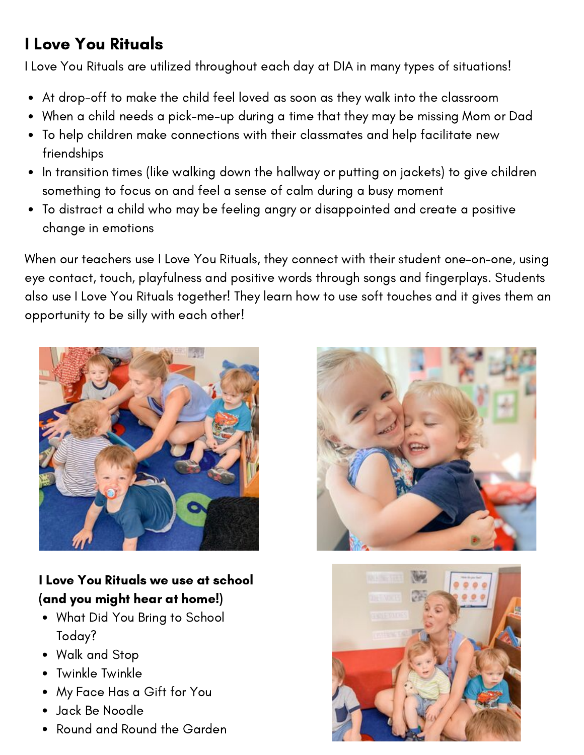## I Love You Rituals

I Love You Rituals are utilized throughout each day at DIA in many types of situations!

- At drop-off to make the child feel loved as soon as they walk into the classroom
- When a child needs a pick-me-up during a time that they may be missing Mom or Dad
- To help children make connections with their classmates and help facilitate new friendships
- In transition times (like walking down the hallway or putting on jackets) to give children something to focus on and feel a sense of calm during a busy moment
- To distract a child who may be feeling angry or disappointed and create a positive change in emotions

When our teachers use I Love You Rituals, they connect with their student one-on-one, using eye contact, touch, playfulness and positive words through songs and fingerplays. Students also use I Love You Rituals together! They learn how to use soft touches and it gives them an opportunity to be silly with each other!

**I Love You Rituals we use at school (and you might hear at home!)**

- What Did You Bring to School Today?
- Walk and Stop
- Twinkle Twinkle
- My Face Has a Gift for You
- Jack Be Noodle
- Round and Round the Garden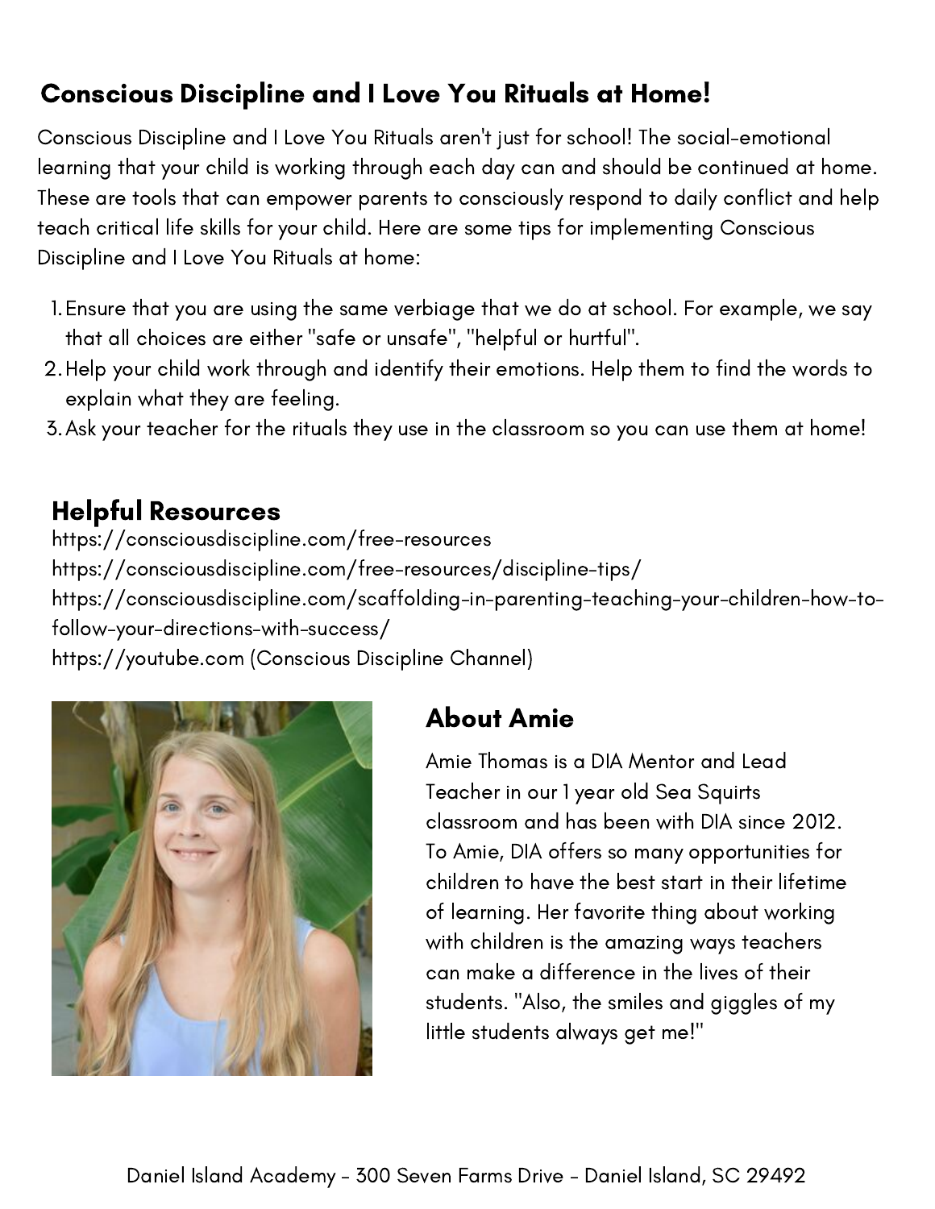## Conscious Discipline and I Love You Rituals at Home!

Conscious Discipline and I Love You Rituals aren't just for school! The social-emotional learning that your child is working through each day can and should be continued at home. These are tools that can empower parents to consciously respond to daily conflict and help teach critical life skills for your child. Here are some tips for implementing Conscious Discipline and I Love You Rituals at home:

1. Ensure that you are using the same verbiage that we do at school. For example, we say that all choices are either "safe or unsafe", "helpful or hurtful".
2. Help your child work through and identify their emotions. Help them to find the words to explain what they are feeling.
3. Ask your teacher for the rituals they use in the classroom so you can use them at home!

## Helpful Resources

https://consciousdiscipline.com/free-resources
https://consciousdiscipline.com/free-resources/discipline-tips/
https://consciousdiscipline.com/scaffolding-in-parenting-teaching-your-children-how-to-follow-your-directions-with-success/
https://youtube.com (Conscious Discipline Channel)

## About Amie

Amie Thomas is a DIA Mentor and Lead Teacher in our 1 year old Sea Squirts classroom and has been with DIA since 2012. To Amie, DIA offers so many opportunities for children to have the best start in their lifetime of learning. Her favorite thing about working with children is the amazing ways teachers can make a difference in the lives of their students. "Also, the smiles and giggles of my little students always get me!"

Daniel Island Academy - 300 Seven Farms Drive - Daniel Island, SC 29492